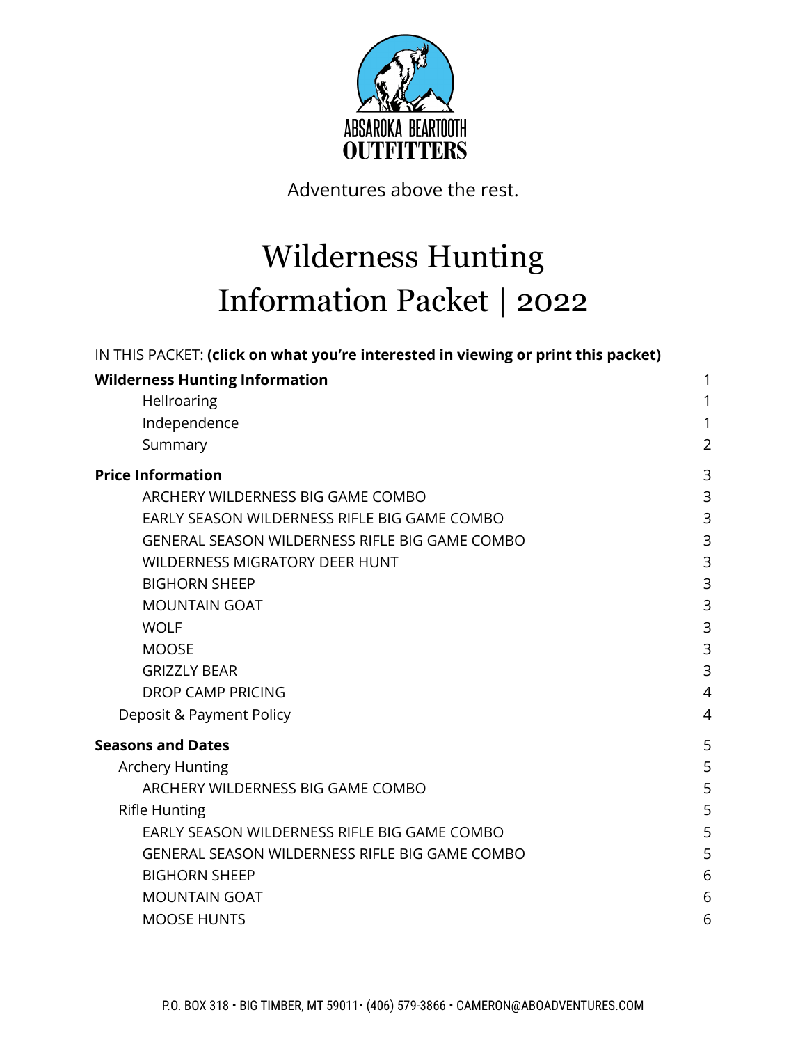ABSAROKA BEARTOOTH
OUTFITTERS

Adventures above the rest.

# Wilderness Hunting Information Packet | 2022

IN THIS PACKET: **(click on what you're interested in viewing or print this packet)**

- **Wilderness Hunting Information** 1
  - Hellroaring 1
  - Independence 1
  - Summary 2
- **Price Information** 3
  - ARCHERY WILDERNESS BIG GAME COMBO 3
  - EARLY SEASON WILDERNESS RIFLE BIG GAME COMBO 3
  - GENERAL SEASON WILDERNESS RIFLE BIG GAME COMBO 3
  - WILDERNESS MIGRATORY DEER HUNT 3
  - BIGHORN SHEEP 3
  - MOUNTAIN GOAT 3
  - WOLF 3
  - MOOSE 3
  - GRIZZLY BEAR 3
  - DROP CAMP PRICING 4
  - Deposit & Payment Policy 4
- **Seasons and Dates** 5
  - Archery Hunting 5
    - ARCHERY WILDERNESS BIG GAME COMBO 5
  - Rifle Hunting 5
    - EARLY SEASON WILDERNESS RIFLE BIG GAME COMBO 5
    - GENERAL SEASON WILDERNESS RIFLE BIG GAME COMBO 5
    - BIGHORN SHEEP 6
    - MOUNTAIN GOAT 6
    - MOOSE HUNTS 6

P.O. BOX 318 • BIG TIMBER, MT 59011 • (406) 579-3866 • CAMERON@ABOADVENTURES.COM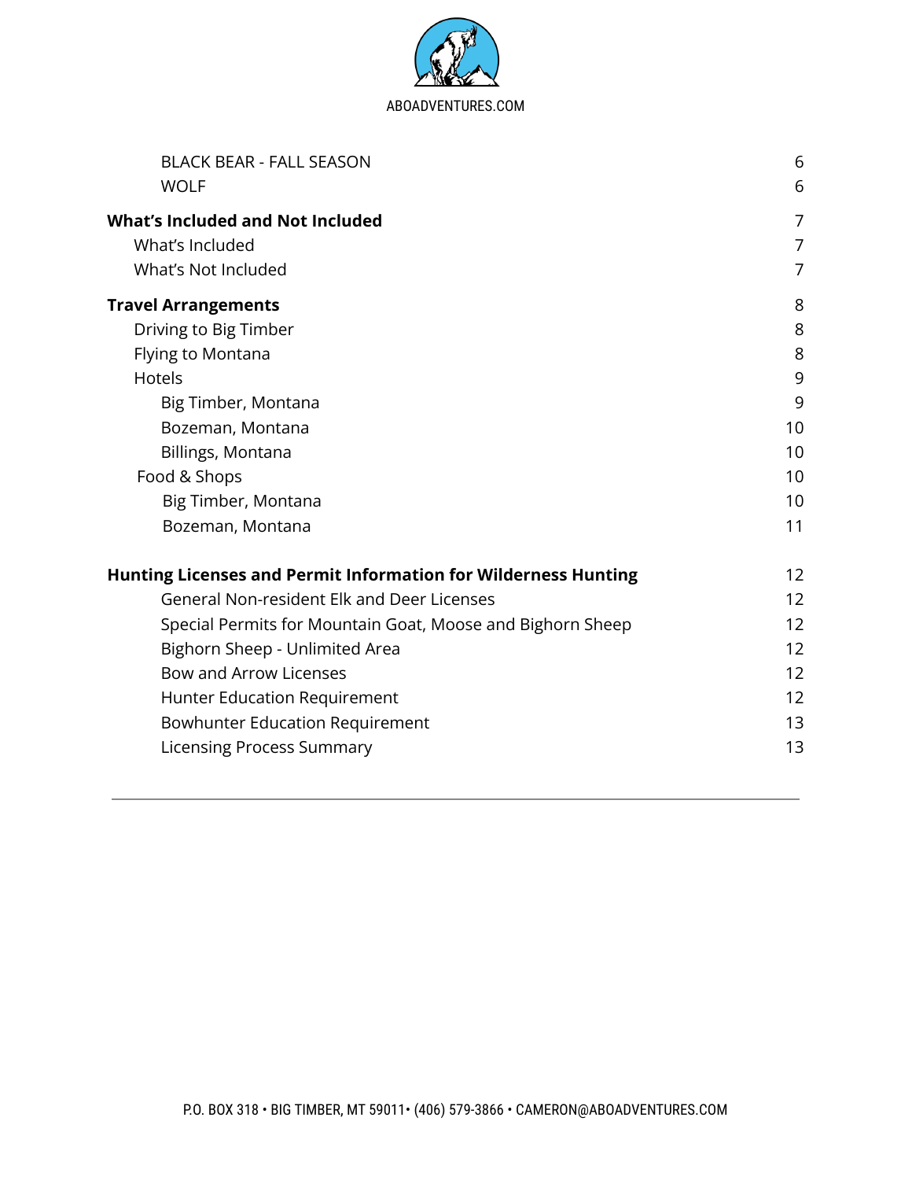BLACK BEAR - FALL SEASON 6
WOLF 6

**What's Included and Not Included** 7
What's Included 7
What's Not Included 7

**Travel Arrangements** 8
Driving to Big Timber 8
Flying to Montana 8
Hotels 9
Big Timber, Montana 9
Bozeman, Montana 10
Billings, Montana 10
Food & Shops 10
Big Timber, Montana 10
Bozeman, Montana 11

**Hunting Licenses and Permit Information for Wilderness Hunting** 12
General Non-resident Elk and Deer Licenses 12
Special Permits for Mountain Goat, Moose and Bighorn Sheep 12
Bighorn Sheep - Unlimited Area 12
Bow and Arrow Licenses 12
Hunter Education Requirement 12
Bowhunter Education Requirement 13
Licensing Process Summary 13

---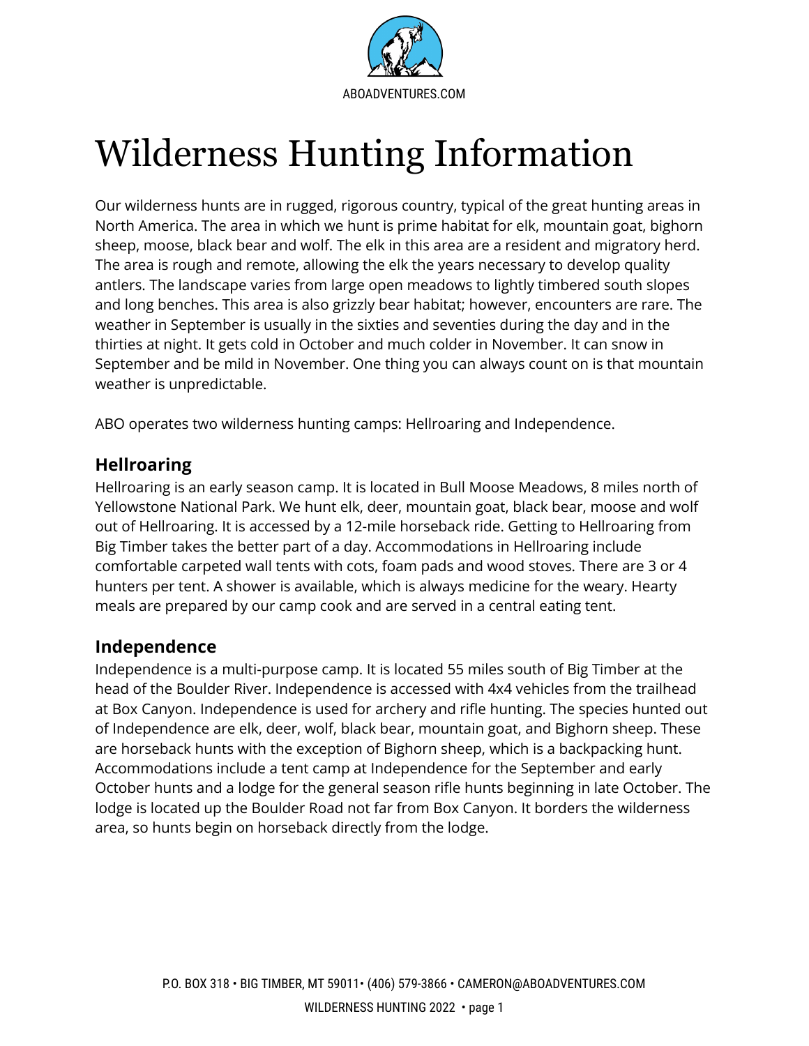# Wilderness Hunting Information

Our wilderness hunts are in rugged, rigorous country, typical of the great hunting areas in North America. The area in which we hunt is prime habitat for elk, mountain goat, bighorn sheep, moose, black bear and wolf. The elk in this area are a resident and migratory herd. The area is rough and remote, allowing the elk the years necessary to develop quality antlers. The landscape varies from large open meadows to lightly timbered south slopes and long benches. This area is also grizzly bear habitat; however, encounters are rare. The weather in September is usually in the sixties and seventies during the day and in the thirties at night. It gets cold in October and much colder in November. It can snow in September and be mild in November. One thing you can always count on is that mountain weather is unpredictable.

ABO operates two wilderness hunting camps: Hellroaring and Independence.

### Hellroaring

Hellroaring is an early season camp. It is located in Bull Moose Meadows, 8 miles north of Yellowstone National Park. We hunt elk, deer, mountain goat, black bear, moose and wolf out of Hellroaring. It is accessed by a 12-mile horseback ride. Getting to Hellroaring from Big Timber takes the better part of a day. Accommodations in Hellroaring include comfortable carpeted wall tents with cots, foam pads and wood stoves. There are 3 or 4 hunters per tent. A shower is available, which is always medicine for the weary. Hearty meals are prepared by our camp cook and are served in a central eating tent.

### Independence

Independence is a multi-purpose camp. It is located 55 miles south of Big Timber at the head of the Boulder River. Independence is accessed with 4x4 vehicles from the trailhead at Box Canyon. Independence is used for archery and rifle hunting. The species hunted out of Independence are elk, deer, wolf, black bear, mountain goat, and Bighorn sheep. These are horseback hunts with the exception of Bighorn sheep, which is a backpacking hunt. Accommodations include a tent camp at Independence for the September and early October hunts and a lodge for the general season rifle hunts beginning in late October. The lodge is located up the Boulder Road not far from Box Canyon. It borders the wilderness area, so hunts begin on horseback directly from the lodge.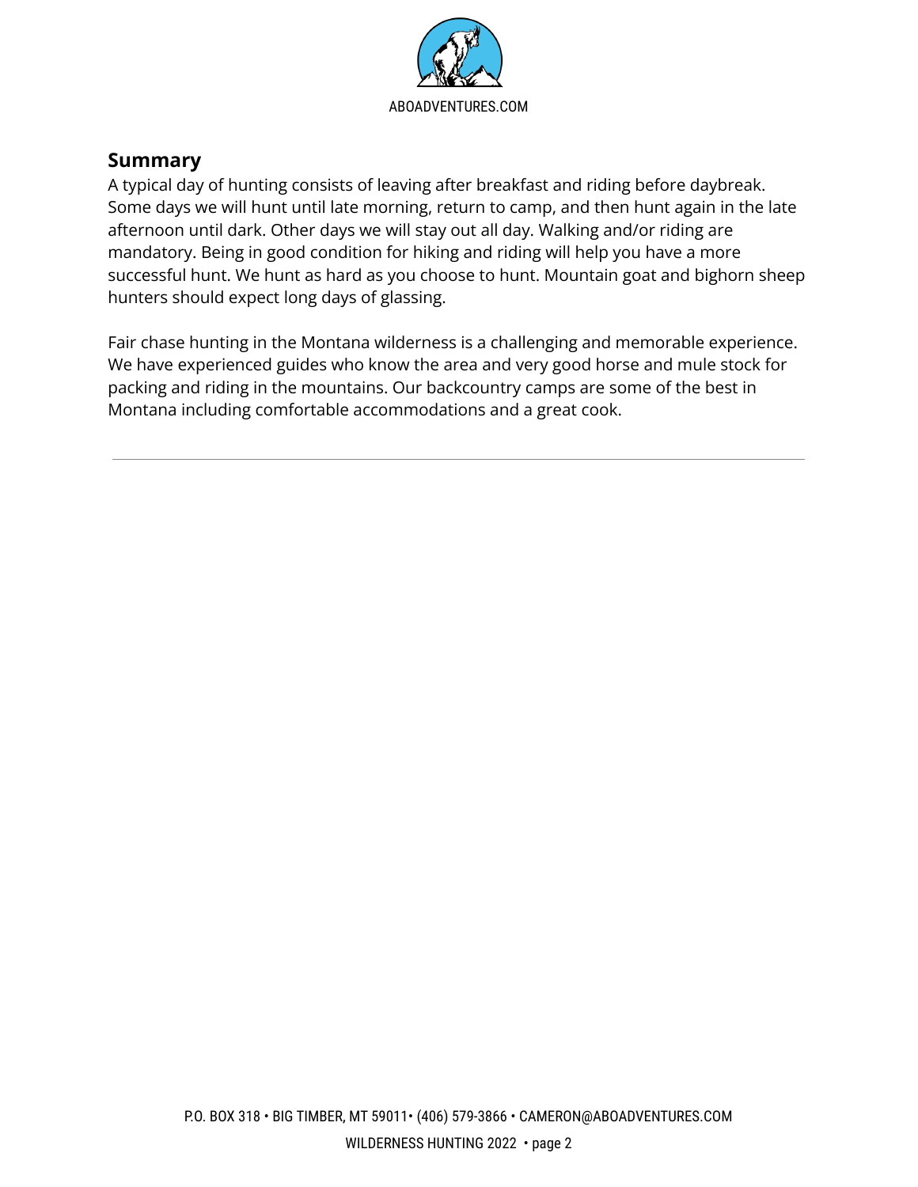## Summary

A typical day of hunting consists of leaving after breakfast and riding before daybreak. Some days we will hunt until late morning, return to camp, and then hunt again in the late afternoon until dark. Other days we will stay out all day. Walking and/or riding are mandatory. Being in good condition for hiking and riding will help you have a more successful hunt. We hunt as hard as you choose to hunt. Mountain goat and bighorn sheep hunters should expect long days of glassing.

Fair chase hunting in the Montana wilderness is a challenging and memorable experience. We have experienced guides who know the area and very good horse and mule stock for packing and riding in the mountains. Our backcountry camps are some of the best in Montana including comfortable accommodations and a great cook.

---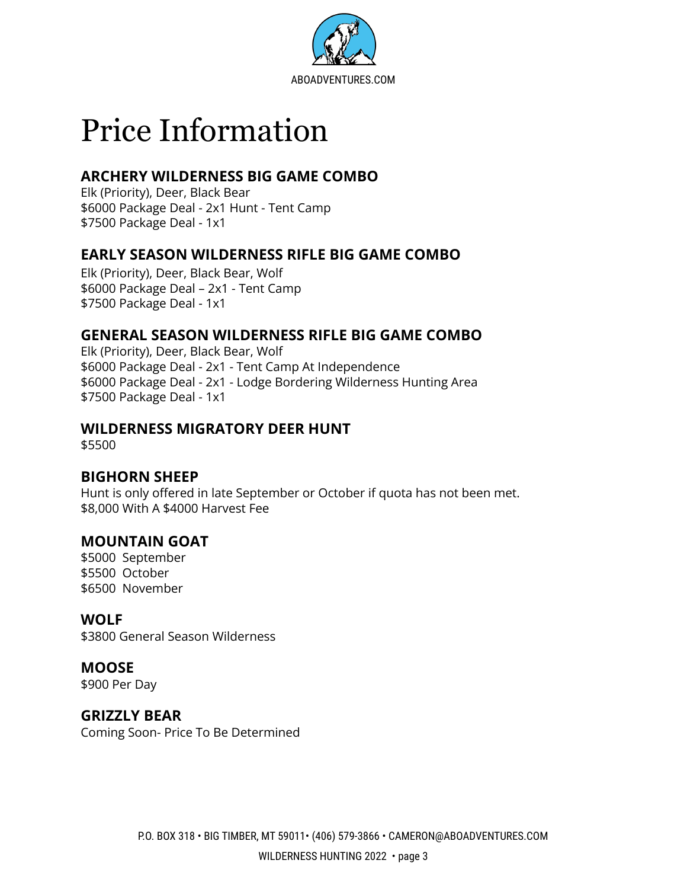# Price Information

## ARCHERY WILDERNESS BIG GAME COMBO

Elk (Priority), Deer, Black Bear
$6000 Package Deal - 2x1 Hunt - Tent Camp
$7500 Package Deal - 1x1

## EARLY SEASON WILDERNESS RIFLE BIG GAME COMBO

Elk (Priority), Deer, Black Bear, Wolf
$6000 Package Deal – 2x1 - Tent Camp
$7500 Package Deal - 1x1

## GENERAL SEASON WILDERNESS RIFLE BIG GAME COMBO

Elk (Priority), Deer, Black Bear, Wolf
$6000 Package Deal - 2x1 - Tent Camp At Independence
$6000 Package Deal - 2x1 - Lodge Bordering Wilderness Hunting Area
$7500 Package Deal - 1x1

## WILDERNESS MIGRATORY DEER HUNT

$5500

## BIGHORN SHEEP

Hunt is only offered in late September or October if quota has not been met.
$8,000 With A $4000 Harvest Fee

## MOUNTAIN GOAT

$5000 September
$5500 October
$6500 November

## WOLF

$3800 General Season Wilderness

## MOOSE

$900 Per Day

## GRIZZLY BEAR

Coming Soon- Price To Be Determined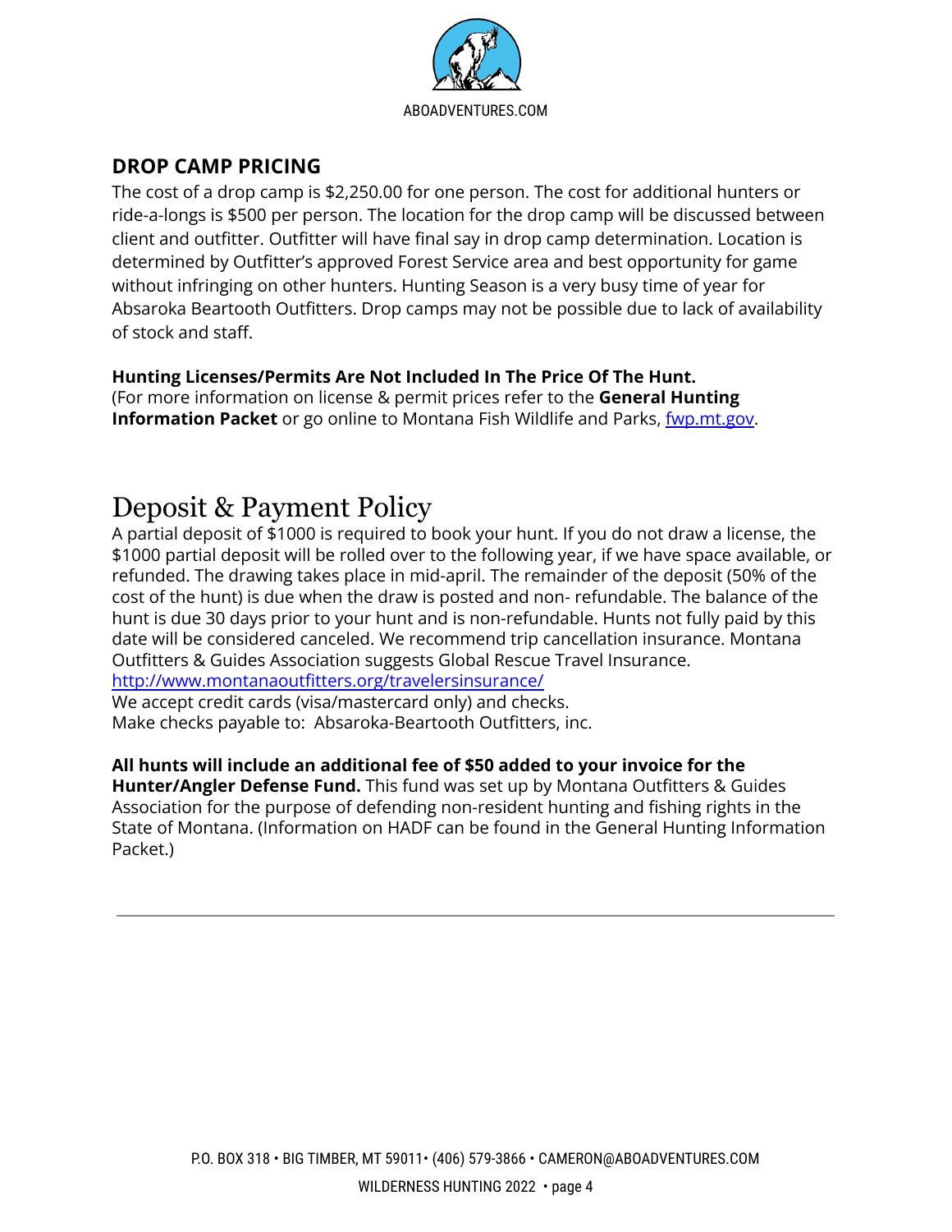## DROP CAMP PRICING

The cost of a drop camp is $2,250.00 for one person. The cost for additional hunters or ride-a-longs is $500 per person. The location for the drop camp will be discussed between client and outfitter. Outfitter will have final say in drop camp determination. Location is determined by Outfitter's approved Forest Service area and best opportunity for game without infringing on other hunters. Hunting Season is a very busy time of year for Absaroka Beartooth Outfitters. Drop camps may not be possible due to lack of availability of stock and staff.

**Hunting Licenses/Permits Are Not Included In The Price Of The Hunt.**
(For more information on license & permit prices refer to the **General Hunting Information Packet** or go online to Montana Fish Wildlife and Parks, fwp.mt.gov.

# Deposit & Payment Policy

A partial deposit of $1000 is required to book your hunt. If you do not draw a license, the $1000 partial deposit will be rolled over to the following year, if we have space available, or refunded. The drawing takes place in mid-april. The remainder of the deposit (50% of the cost of the hunt) is due when the draw is posted and non- refundable. The balance of the hunt is due 30 days prior to your hunt and is non-refundable. Hunts not fully paid by this date will be considered canceled. We recommend trip cancellation insurance. Montana Outfitters & Guides Association suggests Global Rescue Travel Insurance.
http://www.montanaoutfitters.org/travelersinsurance/
We accept credit cards (visa/mastercard only) and checks.
Make checks payable to: Absaroka-Beartooth Outfitters, inc.

**All hunts will include an additional fee of $50 added to your invoice for the Hunter/Angler Defense Fund.** This fund was set up by Montana Outfitters & Guides Association for the purpose of defending non-resident hunting and fishing rights in the State of Montana. (Information on HADF can be found in the General Hunting Information Packet.)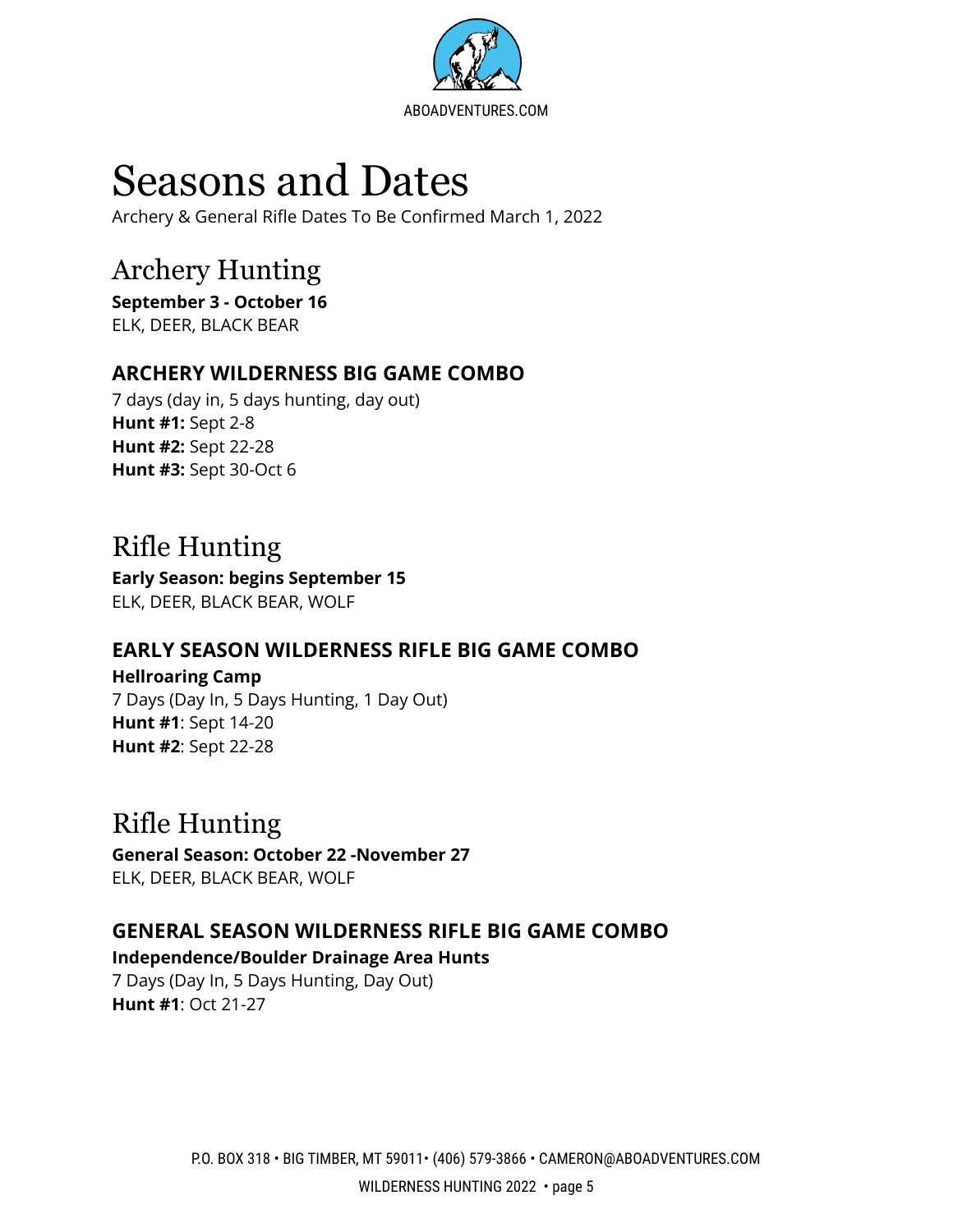# Seasons and Dates

Archery & General Rifle Dates To Be Confirmed March 1, 2022

## Archery Hunting

**September 3 - October 16**
ELK, DEER, BLACK BEAR

### ARCHERY WILDERNESS BIG GAME COMBO

7 days (day in, 5 days hunting, day out)
**Hunt #1:** Sept 2-8
**Hunt #2:** Sept 22-28
**Hunt #3:** Sept 30-Oct 6

## Rifle Hunting

**Early Season: begins September 15**
ELK, DEER, BLACK BEAR, WOLF

### EARLY SEASON WILDERNESS RIFLE BIG GAME COMBO

**Hellroaring Camp**
7 Days (Day In, 5 Days Hunting, 1 Day Out)
**Hunt #1**: Sept 14-20
**Hunt #2**: Sept 22-28

## Rifle Hunting

**General Season: October 22 -November 27**
ELK, DEER, BLACK BEAR, WOLF

### GENERAL SEASON WILDERNESS RIFLE BIG GAME COMBO

**Independence/Boulder Drainage Area Hunts**
7 Days (Day In, 5 Days Hunting, Day Out)
**Hunt #1**: Oct 21-27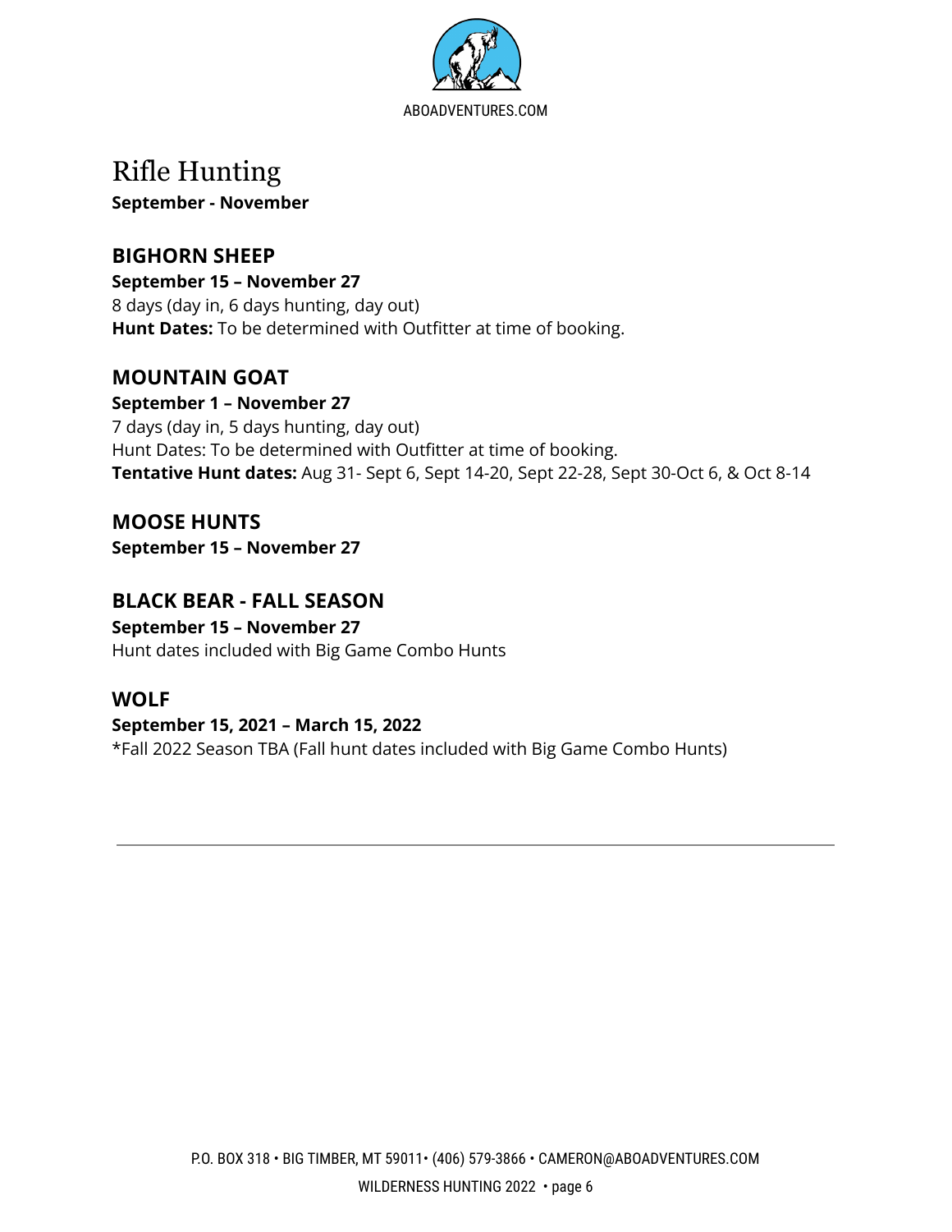# Rifle Hunting

**September - November**

## BIGHORN SHEEP

**September 15 – November 27**

8 days (day in, 6 days hunting, day out)

**Hunt Dates:** To be determined with Outfitter at time of booking.

## MOUNTAIN GOAT

**September 1 – November 27**

7 days (day in, 5 days hunting, day out)

Hunt Dates: To be determined with Outfitter at time of booking.

**Tentative Hunt dates:** Aug 31- Sept 6, Sept 14-20, Sept 22-28, Sept 30-Oct 6, & Oct 8-14

## MOOSE HUNTS

**September 15 – November 27**

## BLACK BEAR - FALL SEASON

**September 15 – November 27**

Hunt dates included with Big Game Combo Hunts

## WOLF

**September 15, 2021 – March 15, 2022**

*Fall 2022 Season TBA (Fall hunt dates included with Big Game Combo Hunts)

---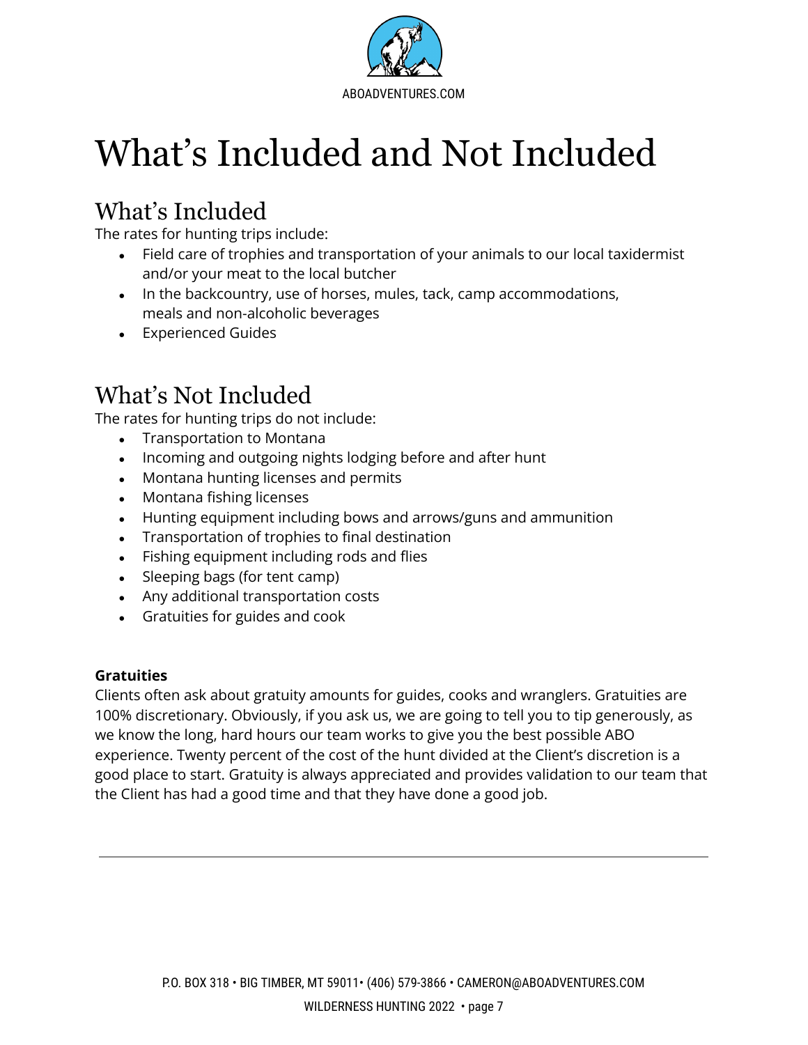# What's Included and Not Included

## What's Included

The rates for hunting trips include:

- Field care of trophies and transportation of your animals to our local taxidermist and/or your meat to the local butcher
- In the backcountry, use of horses, mules, tack, camp accommodations, meals and non-alcoholic beverages
- Experienced Guides

## What's Not Included

The rates for hunting trips do not include:

- Transportation to Montana
- Incoming and outgoing nights lodging before and after hunt
- Montana hunting licenses and permits
- Montana fishing licenses
- Hunting equipment including bows and arrows/guns and ammunition
- Transportation of trophies to final destination
- Fishing equipment including rods and flies
- Sleeping bags (for tent camp)
- Any additional transportation costs
- Gratuities for guides and cook

**Gratuities**

Clients often ask about gratuity amounts for guides, cooks and wranglers. Gratuities are 100% discretionary. Obviously, if you ask us, we are going to tell you to tip generously, as we know the long, hard hours our team works to give you the best possible ABO experience. Twenty percent of the cost of the hunt divided at the Client's discretion is a good place to start. Gratuity is always appreciated and provides validation to our team that the Client has had a good time and that they have done a good job.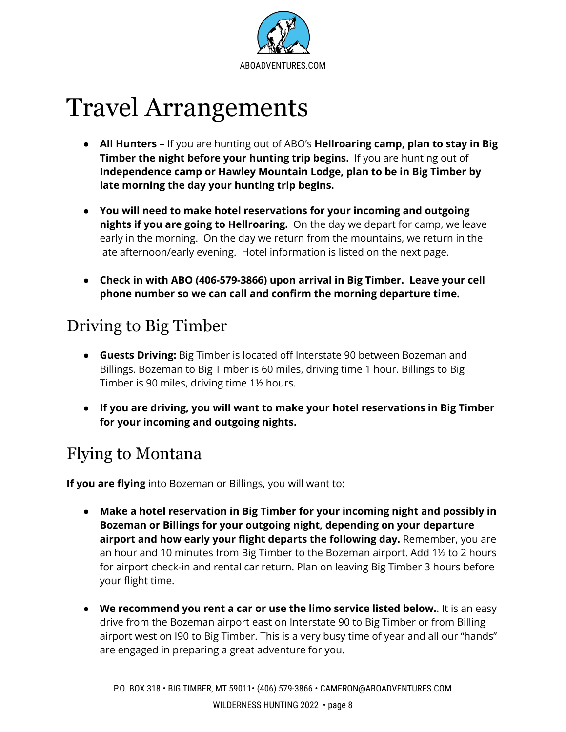# Travel Arrangements

- **All Hunters** – If you are hunting out of ABO's **Hellroaring camp, plan to stay in Big Timber the night before your hunting trip begins.** If you are hunting out of **Independence camp or Hawley Mountain Lodge, plan to be in Big Timber by late morning the day your hunting trip begins.**
- **You will need to make hotel reservations for your incoming and outgoing nights if you are going to Hellroaring.** On the day we depart for camp, we leave early in the morning. On the day we return from the mountains, we return in the late afternoon/early evening. Hotel information is listed on the next page.
- **Check in with ABO (406-579-3866) upon arrival in Big Timber. Leave your cell phone number so we can call and confirm the morning departure time.**

## Driving to Big Timber

- **Guests Driving:** Big Timber is located off Interstate 90 between Bozeman and Billings. Bozeman to Big Timber is 60 miles, driving time 1 hour. Billings to Big Timber is 90 miles, driving time 1½ hours.
- **If you are driving, you will want to make your hotel reservations in Big Timber for your incoming and outgoing nights.**

## Flying to Montana

**If you are flying** into Bozeman or Billings, you will want to:

- **Make a hotel reservation in Big Timber for your incoming night and possibly in Bozeman or Billings for your outgoing night, depending on your departure airport and how early your flight departs the following day.** Remember, you are an hour and 10 minutes from Big Timber to the Bozeman airport. Add 1½ to 2 hours for airport check-in and rental car return. Plan on leaving Big Timber 3 hours before your flight time.
- **We recommend you rent a car or use the limo service listed below.**. It is an easy drive from the Bozeman airport east on Interstate 90 to Big Timber or from Billing airport west on I90 to Big Timber. This is a very busy time of year and all our "hands" are engaged in preparing a great adventure for you.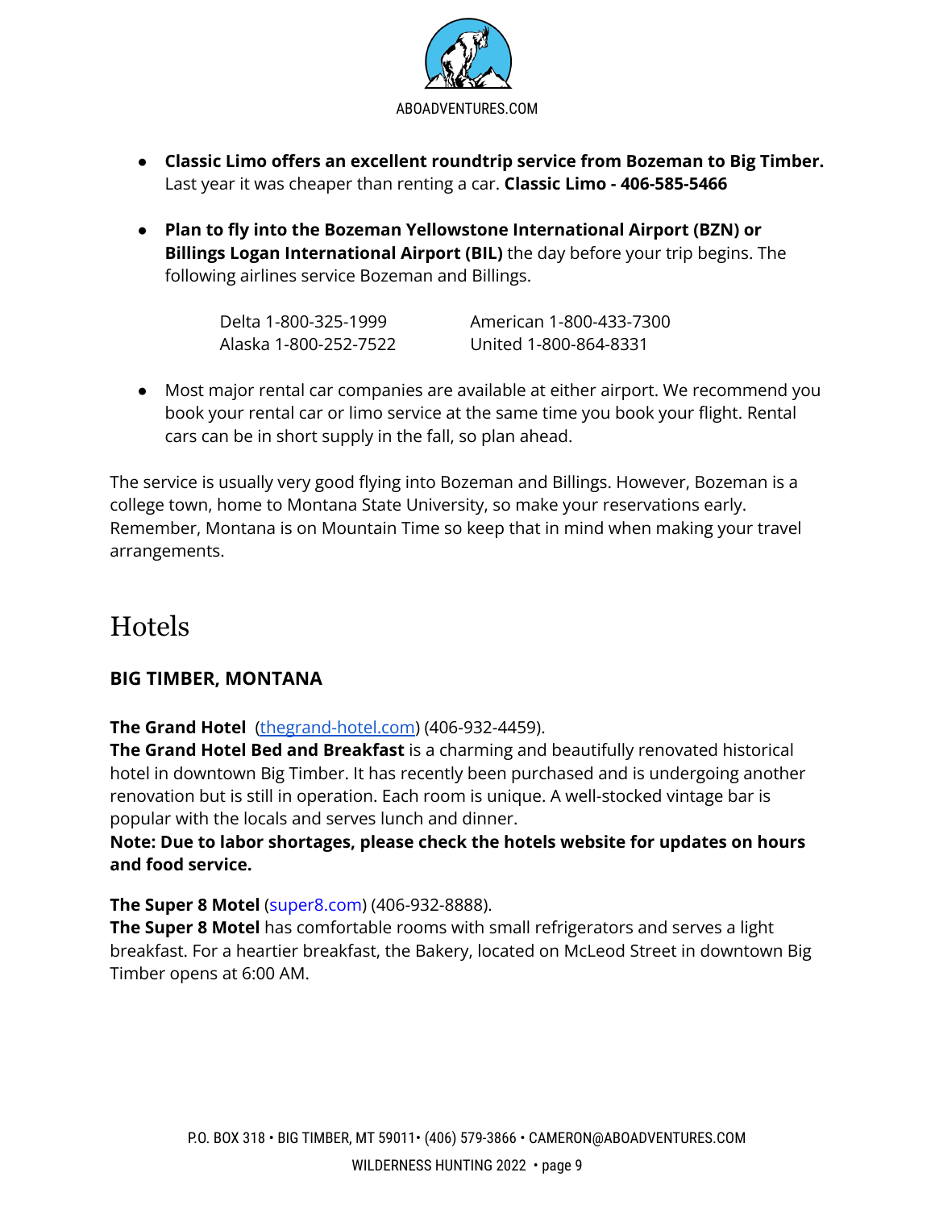- **Classic Limo offers an excellent roundtrip service from Bozeman to Big Timber.** Last year it was cheaper than renting a car. **Classic Limo - 406-585-5466**

- **Plan to fly into the Bozeman Yellowstone International Airport (BZN) or Billings Logan International Airport (BIL)** the day before your trip begins. The following airlines service Bozeman and Billings.

  Delta 1-800-325-1999 | American 1-800-433-7300
  Alaska 1-800-252-7522 | United 1-800-864-8331

- Most major rental car companies are available at either airport. We recommend you book your rental car or limo service at the same time you book your flight. Rental cars can be in short supply in the fall, so plan ahead.

The service is usually very good flying into Bozeman and Billings. However, Bozeman is a college town, home to Montana State University, so make your reservations early. Remember, Montana is on Mountain Time so keep that in mind when making your travel arrangements.

# Hotels

### BIG TIMBER, MONTANA

**The Grand Hotel** (thegrand-hotel.com) (406-932-4459).
**The Grand Hotel Bed and Breakfast** is a charming and beautifully renovated historical hotel in downtown Big Timber. It has recently been purchased and is undergoing another renovation but is still in operation. Each room is unique. A well-stocked vintage bar is popular with the locals and serves lunch and dinner.
**Note: Due to labor shortages, please check the hotels website for updates on hours and food service.**

**The Super 8 Motel** (super8.com) (406-932-8888).
**The Super 8 Motel** has comfortable rooms with small refrigerators and serves a light breakfast. For a heartier breakfast, the Bakery, located on McLeod Street in downtown Big Timber opens at 6:00 AM.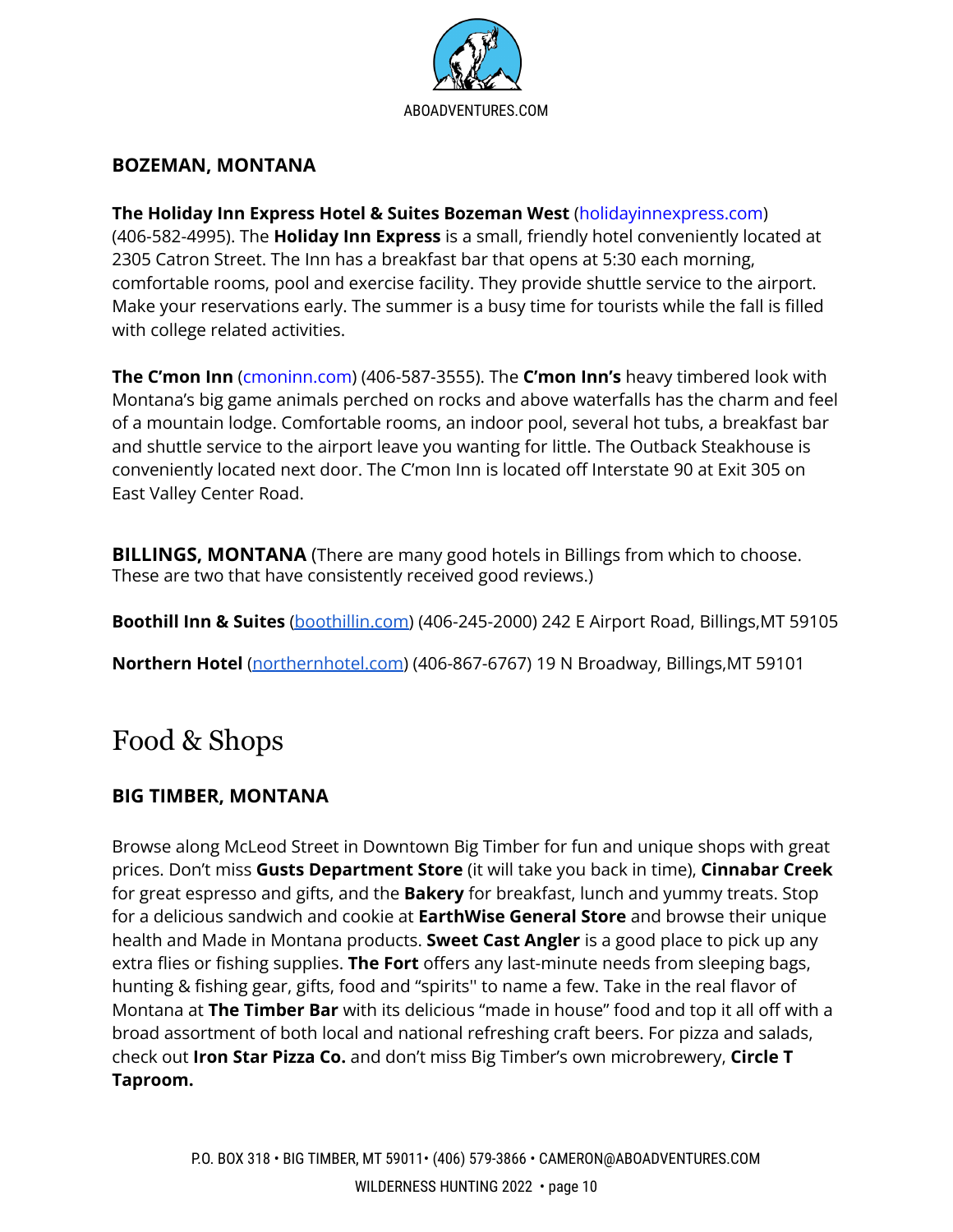**BOZEMAN, MONTANA**

**The Holiday Inn Express Hotel & Suites Bozeman West** (holidayinnexpress.com) (406-582-4995). The **Holiday Inn Express** is a small, friendly hotel conveniently located at 2305 Catron Street. The Inn has a breakfast bar that opens at 5:30 each morning, comfortable rooms, pool and exercise facility. They provide shuttle service to the airport. Make your reservations early. The summer is a busy time for tourists while the fall is filled with college related activities.

**The C'mon Inn** (cmoninn.com) (406-587-3555). The **C'mon Inn's** heavy timbered look with Montana's big game animals perched on rocks and above waterfalls has the charm and feel of a mountain lodge. Comfortable rooms, an indoor pool, several hot tubs, a breakfast bar and shuttle service to the airport leave you wanting for little. The Outback Steakhouse is conveniently located next door. The C'mon Inn is located off Interstate 90 at Exit 305 on East Valley Center Road.

**BILLINGS, MONTANA** (There are many good hotels in Billings from which to choose. These are two that have consistently received good reviews.)

**Boothill Inn & Suites** (boothillin.com) (406-245-2000) 242 E Airport Road, Billings,MT 59105

**Northern Hotel** (northernhotel.com) (406-867-6767) 19 N Broadway, Billings,MT 59101

# Food & Shops

**BIG TIMBER, MONTANA**

Browse along McLeod Street in Downtown Big Timber for fun and unique shops with great prices. Don't miss **Gusts Department Store** (it will take you back in time), **Cinnabar Creek** for great espresso and gifts, and the **Bakery** for breakfast, lunch and yummy treats. Stop for a delicious sandwich and cookie at **EarthWise General Store** and browse their unique health and Made in Montana products. **Sweet Cast Angler** is a good place to pick up any extra flies or fishing supplies. **The Fort** offers any last-minute needs from sleeping bags, hunting & fishing gear, gifts, food and "spirits'' to name a few. Take in the real flavor of Montana at **The Timber Bar** with its delicious "made in house" food and top it all off with a broad assortment of both local and national refreshing craft beers. For pizza and salads, check out **Iron Star Pizza Co.** and don't miss Big Timber's own microbrewery, **Circle T Taproom.**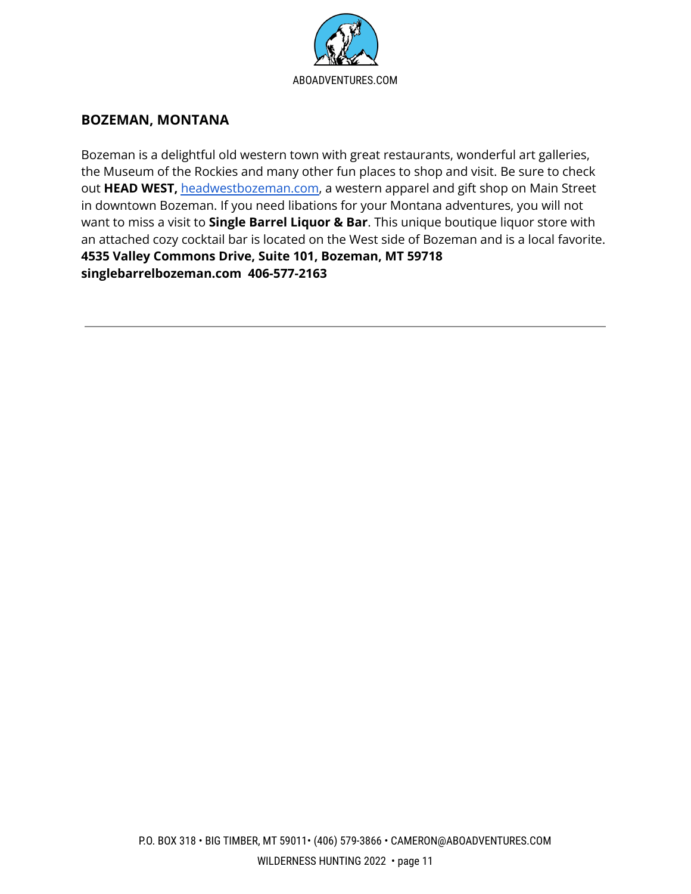## BOZEMAN, MONTANA

Bozeman is a delightful old western town with great restaurants, wonderful art galleries, the Museum of the Rockies and many other fun places to shop and visit. Be sure to check out **HEAD WEST,** headwestbozeman.com, a western apparel and gift shop on Main Street in downtown Bozeman. If you need libations for your Montana adventures, you will not want to miss a visit to **Single Barrel Liquor & Bar**. This unique boutique liquor store with an attached cozy cocktail bar is located on the West side of Bozeman and is a local favorite.
**4535 Valley Commons Drive, Suite 101, Bozeman, MT 59718**
**singlebarrelbozeman.com 406-577-2163**

---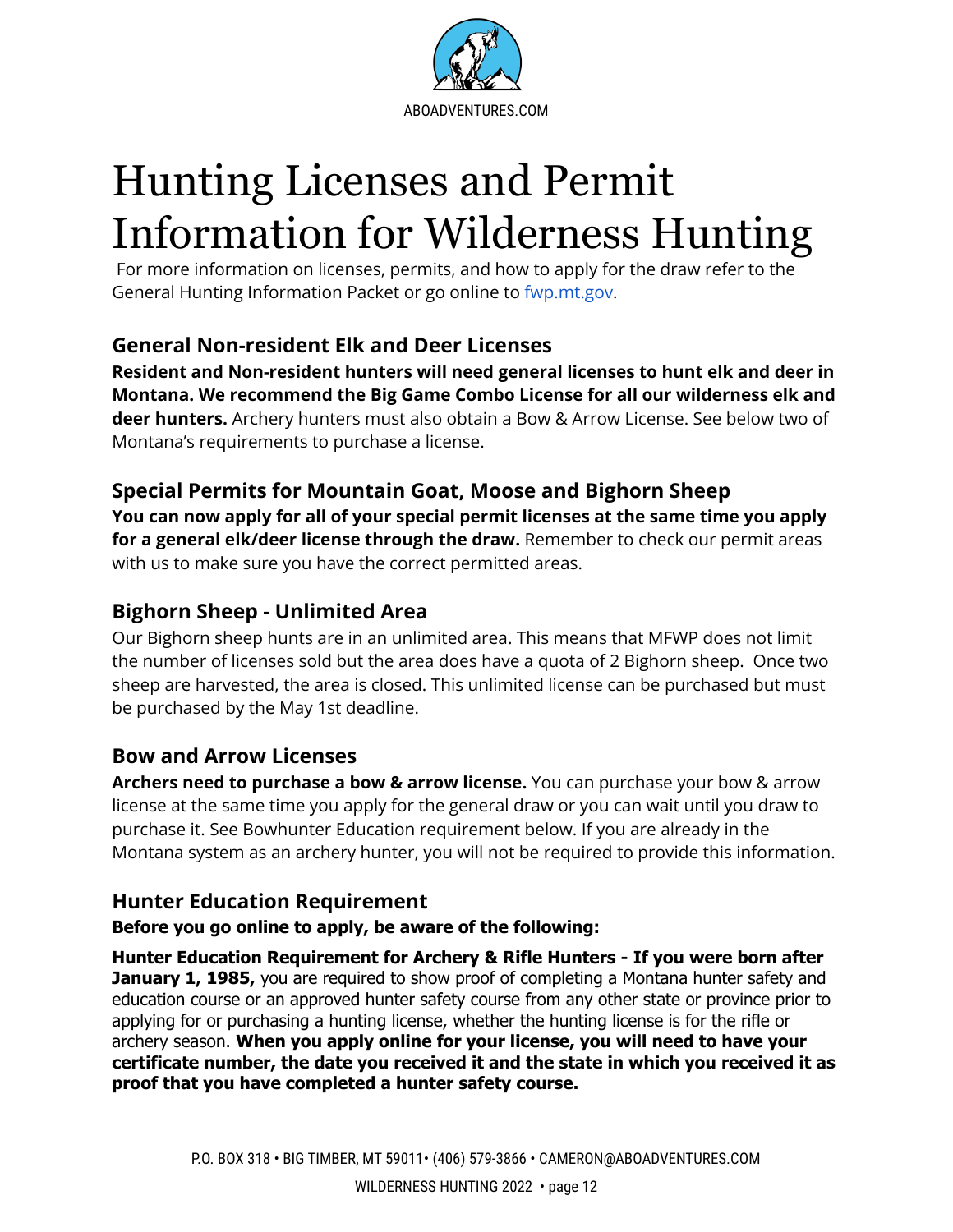# Hunting Licenses and Permit Information for Wilderness Hunting

For more information on licenses, permits, and how to apply for the draw refer to the General Hunting Information Packet or go online to [fwp.mt.gov](fwp.mt.gov).

### General Non-resident Elk and Deer Licenses

**Resident and Non-resident hunters will need general licenses to hunt elk and deer in Montana. We recommend the Big Game Combo License for all our wilderness elk and deer hunters.** Archery hunters must also obtain a Bow & Arrow License. See below two of Montana's requirements to purchase a license.

### Special Permits for Mountain Goat, Moose and Bighorn Sheep

**You can now apply for all of your special permit licenses at the same time you apply for a general elk/deer license through the draw.** Remember to check our permit areas with us to make sure you have the correct permitted areas.

### Bighorn Sheep - Unlimited Area

Our Bighorn sheep hunts are in an unlimited area. This means that MFWP does not limit the number of licenses sold but the area does have a quota of 2 Bighorn sheep. Once two sheep are harvested, the area is closed. This unlimited license can be purchased but must be purchased by the May 1st deadline.

### Bow and Arrow Licenses

**Archers need to purchase a bow & arrow license.** You can purchase your bow & arrow license at the same time you apply for the general draw or you can wait until you draw to purchase it. See Bowhunter Education requirement below. If you are already in the Montana system as an archery hunter, you will not be required to provide this information.

### Hunter Education Requirement

**Before you go online to apply, be aware of the following:**

**Hunter Education Requirement for Archery & Rifle Hunters - If you were born after January 1, 1985,** you are required to show proof of completing a Montana hunter safety and education course or an approved hunter safety course from any other state or province prior to applying for or purchasing a hunting license, whether the hunting license is for the rifle or archery season. **When you apply online for your license, you will need to have your certificate number, the date you received it and the state in which you received it as proof that you have completed a hunter safety course.**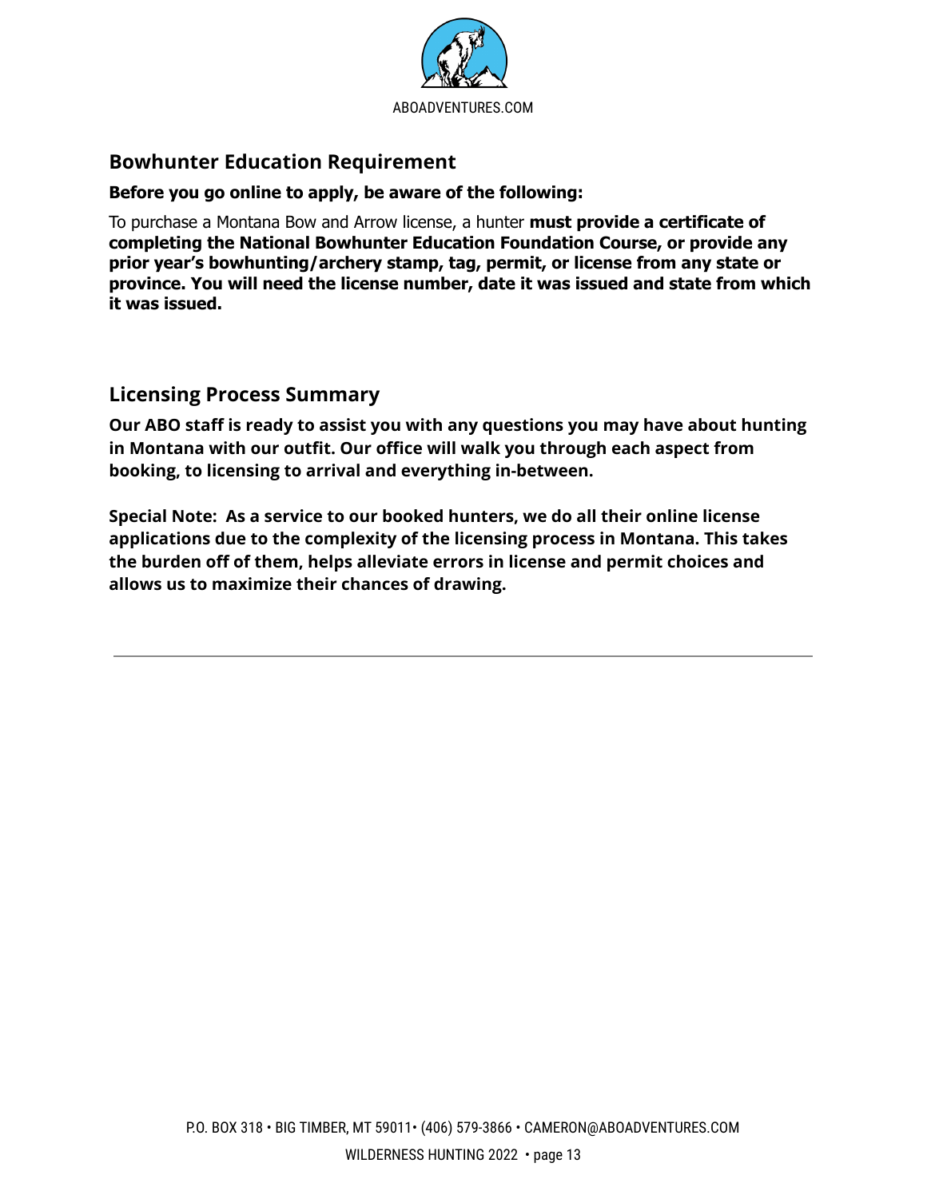## Bowhunter Education Requirement

**Before you go online to apply, be aware of the following:**

To purchase a Montana Bow and Arrow license, a hunter **must provide a certificate of completing the National Bowhunter Education Foundation Course, or provide any prior year's bowhunting/archery stamp, tag, permit, or license from any state or province. You will need the license number, date it was issued and state from which it was issued.**

## Licensing Process Summary

**Our ABO staff is ready to assist you with any questions you may have about hunting in Montana with our outfit. Our office will walk you through each aspect from booking, to licensing to arrival and everything in-between.**

**Special Note: As a service to our booked hunters, we do all their online license applications due to the complexity of the licensing process in Montana. This takes the burden off of them, helps alleviate errors in license and permit choices and allows us to maximize their chances of drawing.**

---